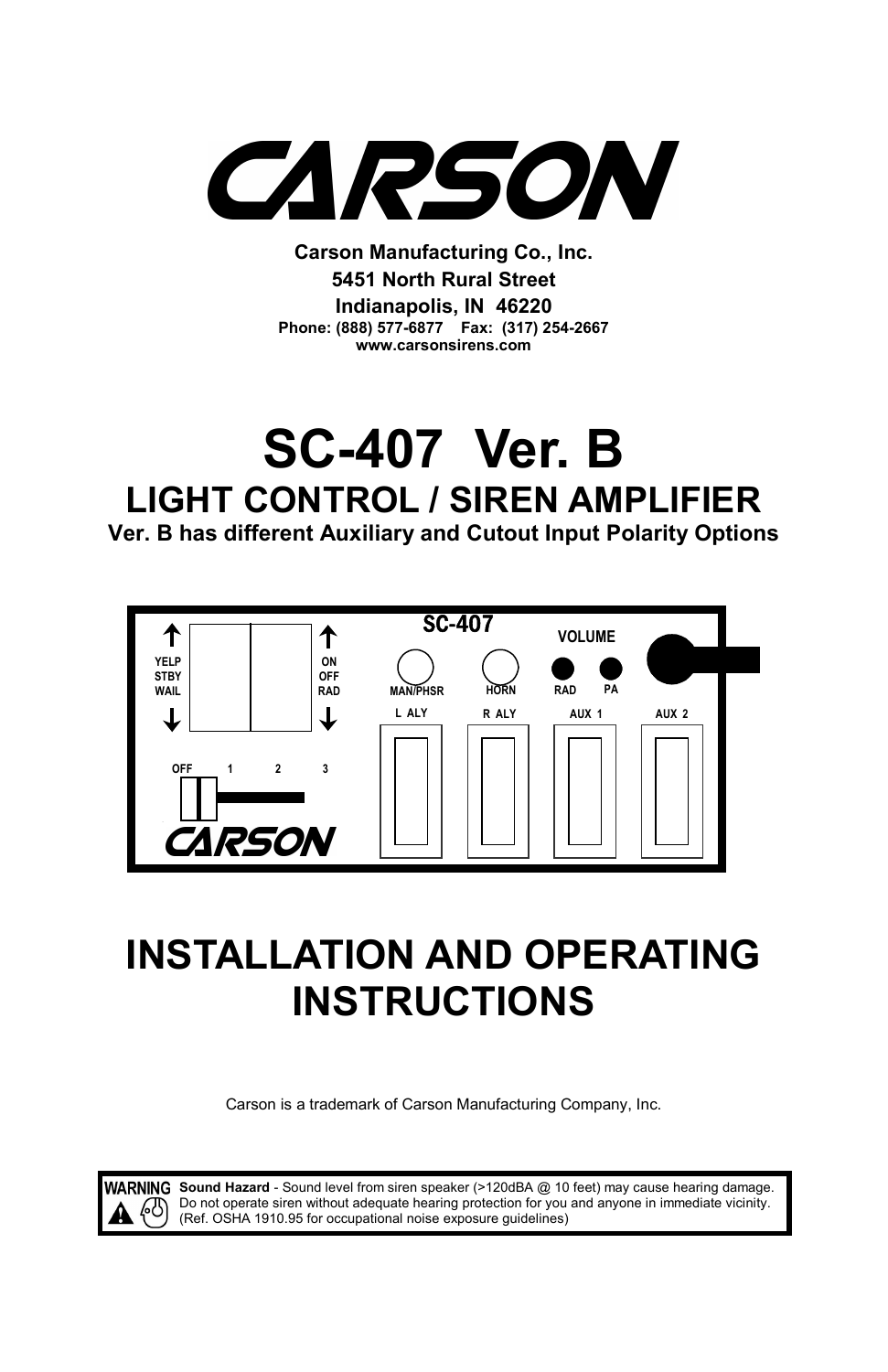# CARSON

**Carson Manufacturing Co., Inc.**
**5451 North Rural Street**
**Indianapolis, IN 46220**
**Phone: (888) 577-6877 Fax: (317) 254-2667**
**www.carsonsirens.com**

# SC-407 Ver. B

## LIGHT CONTROL / SIREN AMPLIFIER

**Ver. B has different Auxiliary and Cutout Input Polarity Options**

YELP
STBY
WAIL

ON
OFF
RAD

SC-407

VOLUME

MAN/PHSR HORN RAD PA

L ALY R ALY AUX 1 AUX 2

OFF 1 2 3

CARSON

# INSTALLATION AND OPERATING INSTRUCTIONS

Carson is a trademark of Carson Manufacturing Company, Inc.

**WARNING** **Sound Hazard** - Sound level from siren speaker (>120dBA @ 10 feet) may cause hearing damage. Do not operate siren without adequate hearing protection for you and anyone in immediate vicinity. (Ref. OSHA 1910.95 for occupational noise exposure guidelines)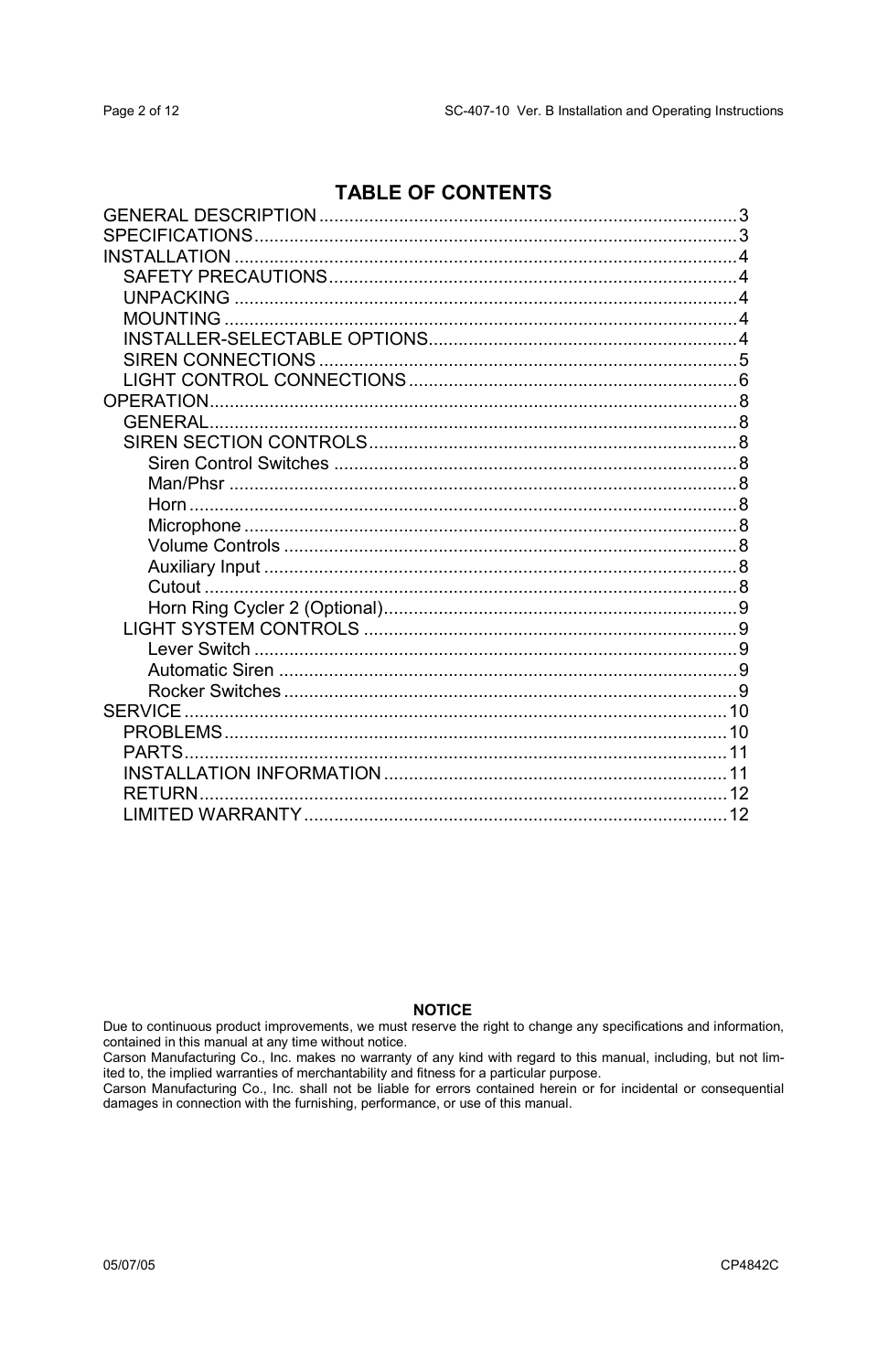# TABLE OF CONTENTS

- GENERAL DESCRIPTION .......... 3
- SPECIFICATIONS .......... 3
- INSTALLATION .......... 4
  - SAFETY PRECAUTIONS .......... 4
  - UNPACKING .......... 4
  - MOUNTING .......... 4
  - INSTALLER-SELECTABLE OPTIONS .......... 4
  - SIREN CONNECTIONS .......... 5
  - LIGHT CONTROL CONNECTIONS .......... 6
- OPERATION .......... 8
  - GENERAL .......... 8
  - SIREN SECTION CONTROLS .......... 8
    - Siren Control Switches .......... 8
    - Man/Phsr .......... 8
    - Horn .......... 8
    - Microphone .......... 8
    - Volume Controls .......... 8
    - Auxiliary Input .......... 8
    - Cutout .......... 8
    - Horn Ring Cycler 2 (Optional) .......... 9
  - LIGHT SYSTEM CONTROLS .......... 9
    - Lever Switch .......... 9
    - Automatic Siren .......... 9
    - Rocker Switches .......... 9
- SERVICE .......... 10
  - PROBLEMS .......... 10
  - PARTS .......... 11
  - INSTALLATION INFORMATION .......... 11
  - RETURN .......... 12
  - LIMITED WARRANTY .......... 12

**NOTICE**

Due to continuous product improvements, we must reserve the right to change any specifications and information, contained in this manual at any time without notice.
Carson Manufacturing Co., Inc. makes no warranty of any kind with regard to this manual, including, but not limited to, the implied warranties of merchantability and fitness for a particular purpose.
Carson Manufacturing Co., Inc. shall not be liable for errors contained herein or for incidental or consequential damages in connection with the furnishing, performance, or use of this manual.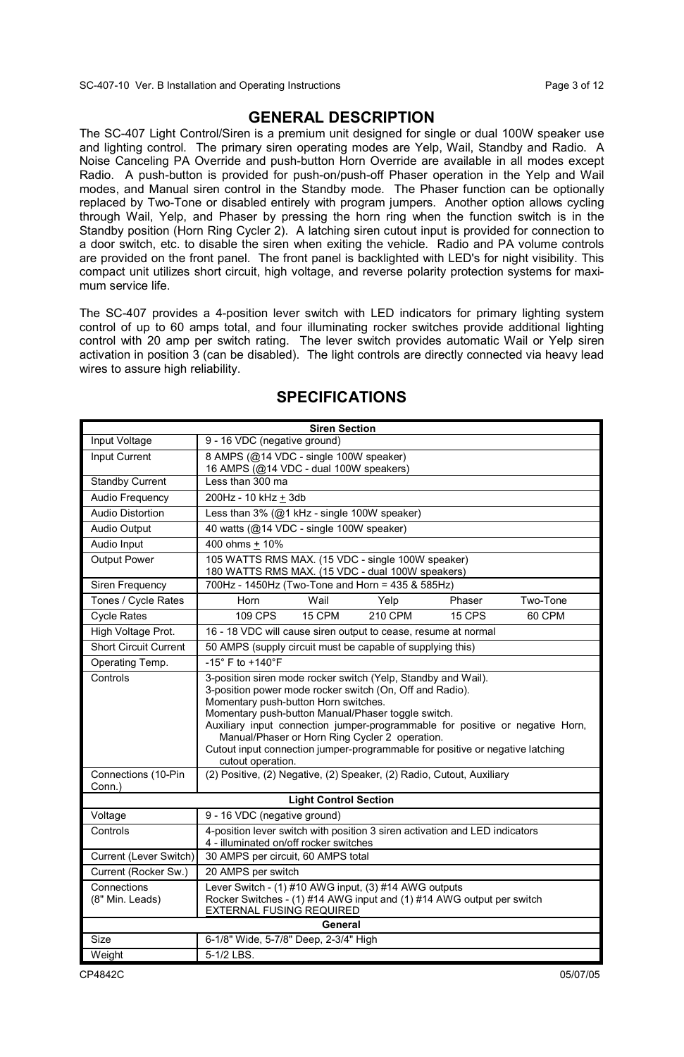## GENERAL DESCRIPTION

The SC-407 Light Control/Siren is a premium unit designed for single or dual 100W speaker use and lighting control. The primary siren operating modes are Yelp, Wail, Standby and Radio. A Noise Canceling PA Override and push-button Horn Override are available in all modes except Radio. A push-button is provided for push-on/push-off Phaser operation in the Yelp and Wail modes, and Manual siren control in the Standby mode. The Phaser function can be optionally replaced by Two-Tone or disabled entirely with program jumpers. Another option allows cycling through Wail, Yelp, and Phaser by pressing the horn ring when the function switch is in the Standby position (Horn Ring Cycler 2). A latching siren cutout input is provided for connection to a door switch, etc. to disable the siren when exiting the vehicle. Radio and PA volume controls are provided on the front panel. The front panel is backlighted with LED's for night visibility. This compact unit utilizes short circuit, high voltage, and reverse polarity protection systems for maximum service life.

The SC-407 provides a 4-position lever switch with LED indicators for primary lighting system control of up to 60 amps total, and four illuminating rocker switches provide additional lighting control with 20 amp per switch rating. The lever switch provides automatic Wail or Yelp siren activation in position 3 (can be disabled). The light controls are directly connected via heavy lead wires to assure high reliability.

## SPECIFICATIONS

| Siren Section | | | | | |
|---|---|---|---|---|---|
| Input Voltage | 9 - 16 VDC (negative ground) | | | | |
| Input Current | 8 AMPS (@14 VDC - single 100W speaker)<br>16 AMPS (@14 VDC - dual 100W speakers) | | | | |
| Standby Current | Less than 300 ma | | | | |
| Audio Frequency | 200Hz - 10 kHz ± 3db | | | | |
| Audio Distortion | Less than 3% (@1 kHz - single 100W speaker) | | | | |
| Audio Output | 40 watts (@14 VDC - single 100W speaker) | | | | |
| Audio Input | 400 ohms ± 10% | | | | |
| Output Power | 105 WATTS RMS MAX. (15 VDC - single 100W speaker)<br>180 WATTS RMS MAX. (15 VDC - dual 100W speakers) | | | | |
| Siren Frequency | 700Hz - 1450Hz (Two-Tone and Horn = 435 & 585Hz) | | | | |
| Tones / Cycle Rates | Horn | Wail | Yelp | Phaser | Two-Tone |
| Cycle Rates | 109 CPS | 15 CPM | 210 CPM | 15 CPS | 60 CPM |
| High Voltage Prot. | 16 - 18 VDC will cause siren output to cease, resume at normal | | | | |
| Short Circuit Current | 50 AMPS (supply circuit must be capable of supplying this) | | | | |
| Operating Temp. | -15° F to +140°F | | | | |
| Controls | 3-position siren mode rocker switch (Yelp, Standby and Wail).<br>3-position power mode rocker switch (On, Off and Radio).<br>Momentary push-button Horn switches.<br>Momentary push-button Manual/Phaser toggle switch.<br>Auxiliary input connection jumper-programmable for positive or negative Horn, Manual/Phaser or Horn Ring Cycler 2 operation.<br>Cutout input connection jumper-programmable for positive or negative latching cutout operation. | | | | |
| Connections (10-Pin Conn.) | (2) Positive, (2) Negative, (2) Speaker, (2) Radio, Cutout, Auxiliary | | | | |
| **Light Control Section** | | | | | |
| Voltage | 9 - 16 VDC (negative ground) | | | | |
| Controls | 4-position lever switch with position 3 siren activation and LED indicators<br>4 - illuminated on/off rocker switches | | | | |
| Current (Lever Switch) | 30 AMPS per circuit, 60 AMPS total | | | | |
| Current (Rocker Sw.) | 20 AMPS per switch | | | | |
| Connections (8" Min. Leads) | Lever Switch - (1) #10 AWG input, (3) #14 AWG outputs<br>Rocker Switches - (1) #14 AWG input and (1) #14 AWG output per switch<br>EXTERNAL FUSING REQUIRED | | | | |
| **General** | | | | | |
| Size | 6-1/8" Wide, 5-7/8" Deep, 2-3/4" High | | | | |
| Weight | 5-1/2 LBS. | | | | |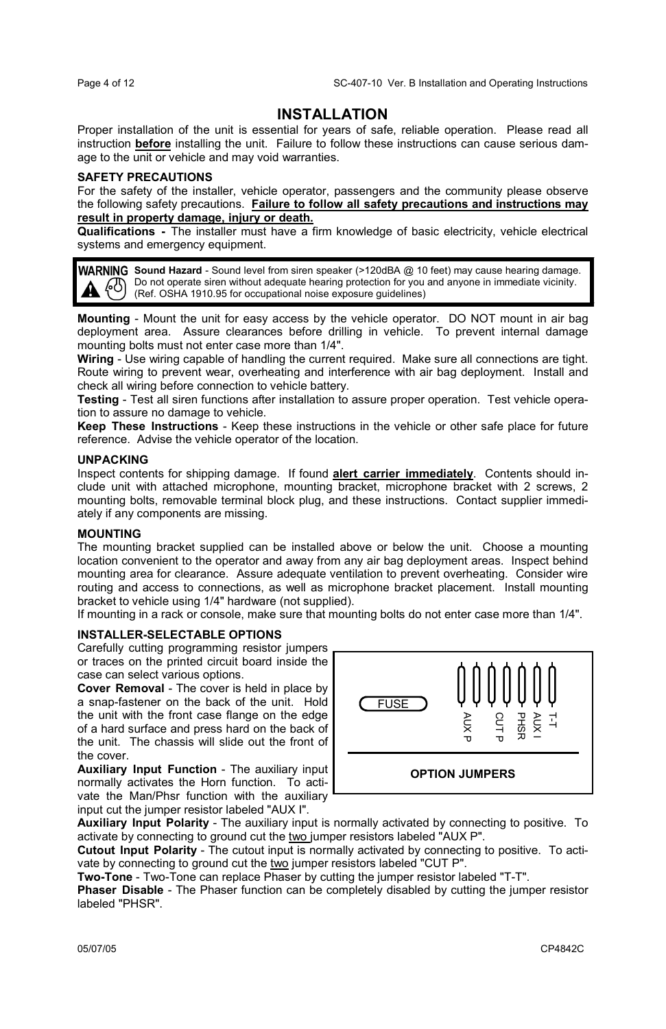// INSTALLATION

Proper installation of the unit is essential for years of safe, reliable operation. Please read all instruction **before** installing the unit. Failure to follow these instructions can cause serious damage to the unit or vehicle and may void warranties.

### SAFETY PRECAUTIONS

For the safety of the installer, vehicle operator, passengers and the community please observe the following safety precautions. **Failure to follow all safety precautions and instructions may result in property damage, injury or death.**

**Qualifications -** The installer must have a firm knowledge of basic electricity, vehicle electrical systems and emergency equipment.

> **WARNING** **Sound Hazard** - Sound level from siren speaker (>120dBA @ 10 feet) may cause hearing damage. Do not operate siren without adequate hearing protection for you and anyone in immediate vicinity. (Ref. OSHA 1910.95 for occupational noise exposure guidelines)

**Mounting** - Mount the unit for easy access by the vehicle operator. DO NOT mount in air bag deployment area. Assure clearances before drilling in vehicle. To prevent internal damage mounting bolts must not enter case more than 1/4".

**Wiring** - Use wiring capable of handling the current required. Make sure all connections are tight. Route wiring to prevent wear, overheating and interference with air bag deployment. Install and check all wiring before connection to vehicle battery.

**Testing** - Test all siren functions after installation to assure proper operation. Test vehicle operation to assure no damage to vehicle.

**Keep These Instructions** - Keep these instructions in the vehicle or other safe place for future reference. Advise the vehicle operator of the location.

### UNPACKING

Inspect contents for shipping damage. If found **alert carrier immediately**. Contents should include unit with attached microphone, mounting bracket, microphone bracket with 2 screws, 2 mounting bolts, removable terminal block plug, and these instructions. Contact supplier immediately if any components are missing.

### MOUNTING

The mounting bracket supplied can be installed above or below the unit. Choose a mounting location convenient to the operator and away from any air bag deployment areas. Inspect behind mounting area for clearance. Assure adequate ventilation to prevent overheating. Consider wire routing and access to connections, as well as microphone bracket placement. Install mounting bracket to vehicle using 1/4" hardware (not supplied).

If mounting in a rack or console, make sure that mounting bolts do not enter case more than 1/4".

### INSTALLER-SELECTABLE OPTIONS

Carefully cutting programming resistor jumpers or traces on the printed circuit board inside the case can select various options.

**Cover Removal** - The cover is held in place by a snap-fastener on the back of the unit. Hold the unit with the front case flange on the edge of a hard surface and press hard on the back of the unit. The chassis will slide out the front of the cover.

FUSE — AUX P, CUT P, PHSR, AUX I, T-T

**OPTION JUMPERS**

**Auxiliary Input Function** - The auxiliary input normally activates the Horn function. To activate the Man/Phsr function with the auxiliary input cut the jumper resistor labeled "AUX I".

**Auxiliary Input Polarity** - The auxiliary input is normally activated by connecting to positive. To activate by connecting to ground cut the two jumper resistors labeled "AUX P".

**Cutout Input Polarity** - The cutout input is normally activated by connecting to positive. To activate by connecting to ground cut the two jumper resistors labeled "CUT P".

**Two-Tone** - Two-Tone can replace Phaser by cutting the jumper resistor labeled "T-T".

**Phaser Disable** - The Phaser function can be completely disabled by cutting the jumper resistor labeled "PHSR".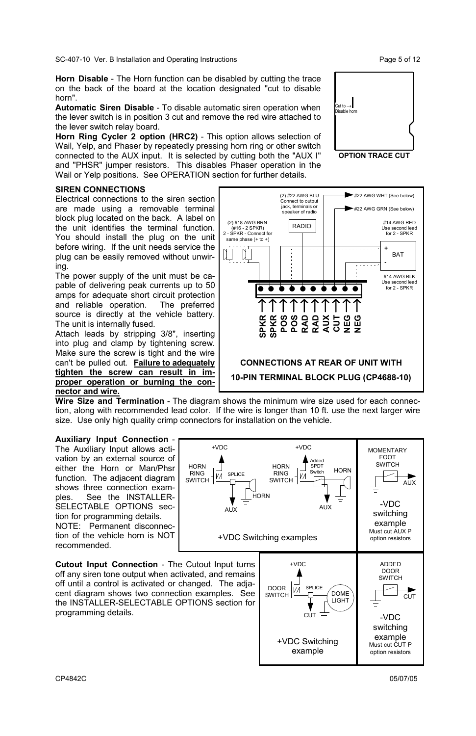**Horn Disable** - The Horn function can be disabled by cutting the trace on the back of the board at the location designated "cut to disable horn".

**Automatic Siren Disable** - To disable automatic siren operation when the lever switch is in position 3 cut and remove the red wire attached to the lever switch relay board.

**Horn Ring Cycler 2 option (HRC2)** - This option allows selection of Wail, Yelp, and Phaser by repeatedly pressing horn ring or other switch connected to the AUX input. It is selected by cutting both the "AUX I" and "PHSR" jumper resistors. This disables Phaser operation in the Wail or Yelp positions. See OPERATION section for further details.

Cut to → Disable horn

**OPTION TRACE CUT**

### SIREN CONNECTIONS

Electrical connections to the siren section are made using a removable terminal block plug located on the back. A label on the unit identifies the terminal function. You should install the plug on the unit before wiring. If the unit needs service the plug can be easily removed without unwiring.

The power supply of the unit must be capable of delivering peak currents up to 50 amps for adequate short circuit protection and reliable operation. The preferred source is directly at the vehicle battery. The unit is internally fused.

Attach leads by stripping 3/8", inserting into plug and clamp by tightening screw. Make sure the screw is tight and the wire can't be pulled out. **Failure to adequately tighten the screw can result in improper operation or burning the connector and wire.**

(2) #18 AWG BRN (#16 - 2 SPKR) 2 - SPKR - Connect for same phase (+ to +)

(2) #22 AWG BLU Connect to output jack, terminals or speaker of radio

RADIO

#22 AWG WHT (See below)

#22 AWG GRN (See below)

#14 AWG RED Use second lead for 2 - SPKR

BAT

#14 AWG BLK Use second lead for 2 - SPKR

SPKR SPKR POS POS RAD RAD AUX CUT NEG NEG

**CONNECTIONS AT REAR OF UNIT WITH 10-PIN TERMINAL BLOCK PLUG (CP4688-10)**

**Wire Size and Termination** - The diagram shows the minimum wire size used for each connection, along with recommended lead color. If the wire is longer than 10 ft. use the next larger wire size. Use only high quality crimp connectors for installation on the vehicle.

**Auxiliary Input Connection** - The Auxiliary Input allows activation by an external source of either the Horn or Man/Phsr function. The adjacent diagram shows three connection examples. See the INSTALLER-SELECTABLE OPTIONS section for programming details.

NOTE: Permanent disconnection of the vehicle horn is NOT recommended.

+VDC, HORN RING SWITCH, SPLICE, HORN, AUX

+VDC, HORN RING SWITCH, Added SPDT Switch, HORN, AUX

+VDC Switching examples

MOMENTARY FOOT SWITCH, AUX

-VDC switching example

Must cut AUX P option resistors

**Cutout Input Connection** - The Cutout Input turns off any siren tone output when activated, and remains off until a control is activated or changed. The adjacent diagram shows two connection examples. See the INSTALLER-SELECTABLE OPTIONS section for programming details.

+VDC, DOOR SWITCH, SPLICE, DOME LIGHT, CUT

+VDC Switching example

ADDED DOOR SWITCH, CUT

-VDC switching example

Must cut CUT P option resistors

CP4842C 05/07/05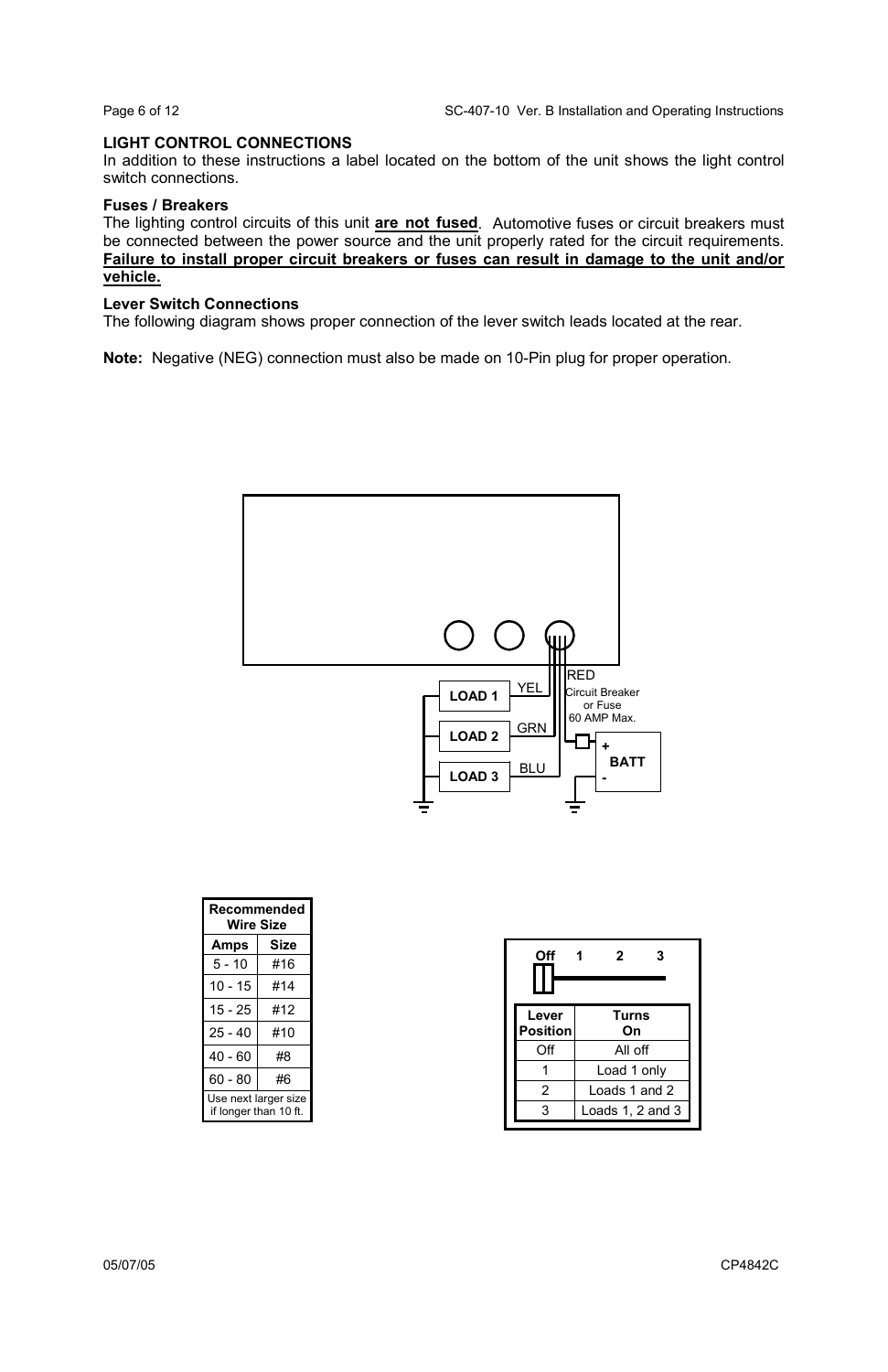## LIGHT CONTROL CONNECTIONS

In addition to these instructions a label located on the bottom of the unit shows the light control switch connections.

### Fuses / Breakers

The lighting control circuits of this unit **are not fused**. Automotive fuses or circuit breakers must be connected between the power source and the unit properly rated for the circuit requirements. **Failure to install proper circuit breakers or fuses can result in damage to the unit and/or vehicle.**

### Lever Switch Connections

The following diagram shows proper connection of the lever switch leads located at the rear.

**Note:** Negative (NEG) connection must also be made on 10-Pin plug for proper operation.

LOAD 1 — YEL
LOAD 2 — GRN
LOAD 3 — BLU
RED — Circuit Breaker or Fuse 60 AMP Max. — + BATT -

| Recommended Wire Size | |
|---|---|
| **Amps** | **Size** |
| 5 - 10 | #16 |
| 10 - 15 | #14 |
| 15 - 25 | #12 |
| 25 - 40 | #10 |
| 40 - 60 | #8 |
| 60 - 80 | #6 |
| Use next larger size if longer than 10 ft. | |

Off 1 2 3

| Lever Position | Turns On |
|---|---|
| Off | All off |
| 1 | Load 1 only |
| 2 | Loads 1 and 2 |
| 3 | Loads 1, 2 and 3 |

05/07/05

CP4842C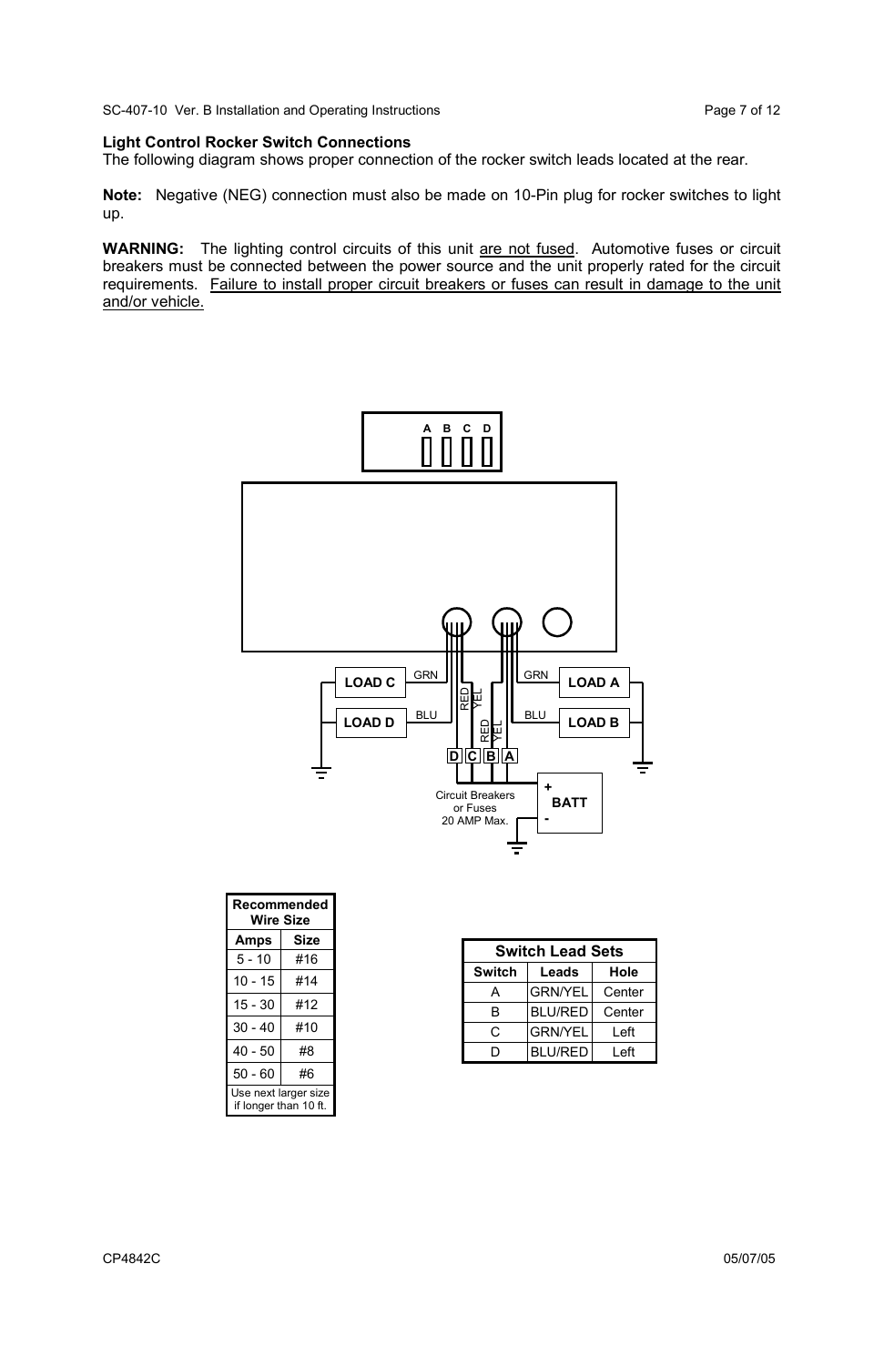**Light Control Rocker Switch Connections**

The following diagram shows proper connection of the rocker switch leads located at the rear.

**Note:** Negative (NEG) connection must also be made on 10-Pin plug for rocker switches to light up.

**WARNING:** The lighting control circuits of this unit are not fused. Automotive fuses or circuit breakers must be connected between the power source and the unit properly rated for the circuit requirements. Failure to install proper circuit breakers or fuses can result in damage to the unit and/or vehicle.

| Recommended Wire Size | |
|---|---|
| Amps | Size |
| 5 - 10 | #16 |
| 10 - 15 | #14 |
| 15 - 30 | #12 |
| 30 - 40 | #10 |
| 40 - 50 | #8 |
| 50 - 60 | #6 |
| Use next larger size if longer than 10 ft. | |

| Switch Lead Sets | | |
|---|---|---|
| Switch | Leads | Hole |
| A | GRN/YEL | Center |
| B | BLU/RED | Center |
| C | GRN/YEL | Left |
| D | BLU/RED | Left |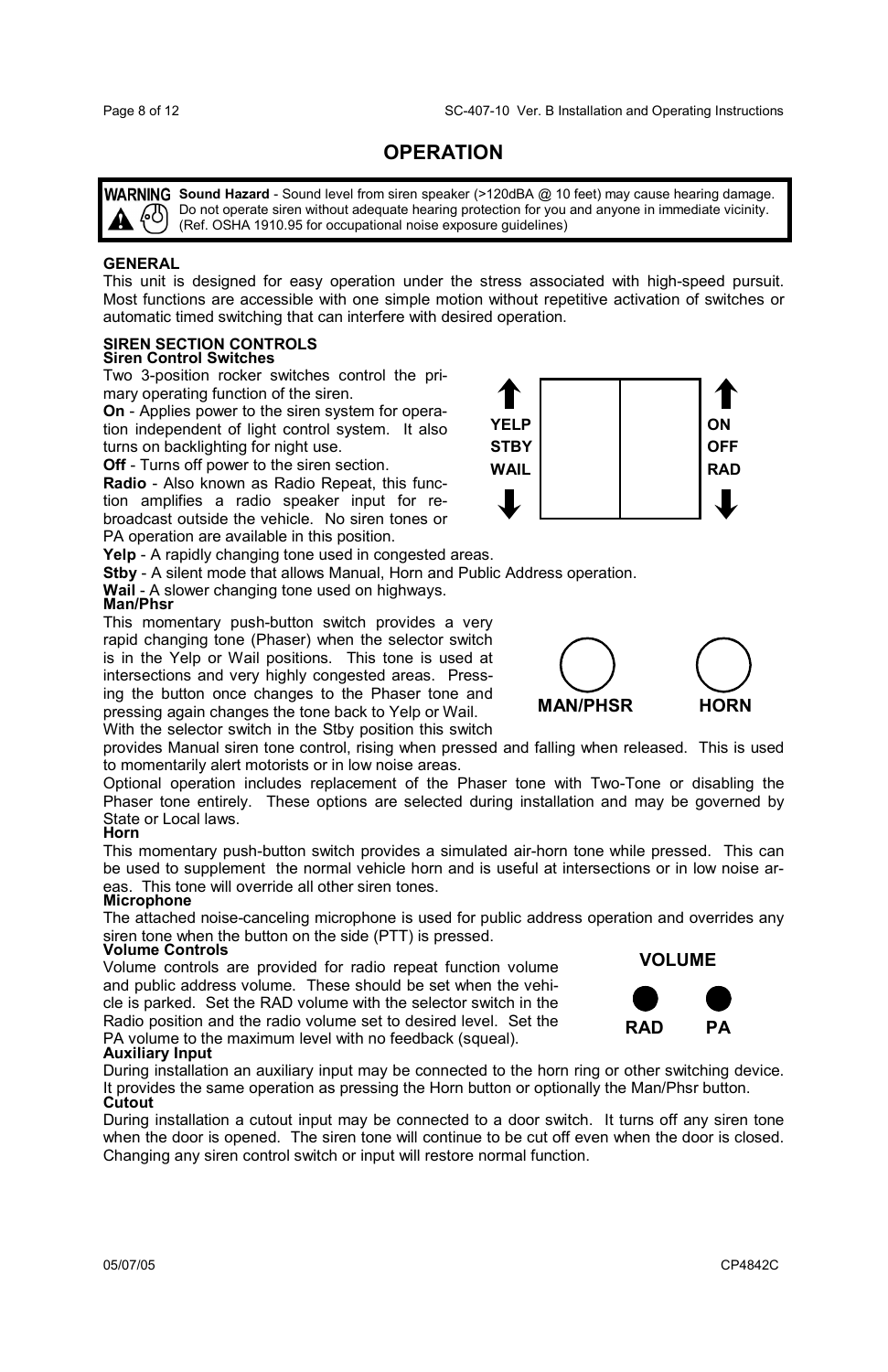# OPERATION

> **WARNING** **Sound Hazard** - Sound level from siren speaker (>120dBA @ 10 feet) may cause hearing damage. Do not operate siren without adequate hearing protection for you and anyone in immediate vicinity. (Ref. OSHA 1910.95 for occupational noise exposure guidelines)

## GENERAL

This unit is designed for easy operation under the stress associated with high-speed pursuit. Most functions are accessible with one simple motion without repetitive activation of switches or automatic timed switching that can interfere with desired operation.

## SIREN SECTION CONTROLS

### Siren Control Switches

Two 3-position rocker switches control the primary operating function of the siren.

YELP / STBY / WAIL | ON / OFF / RAD

**On** - Applies power to the siren system for operation independent of light control system. It also turns on backlighting for night use.

**Off** - Turns off power to the siren section.

**Radio** - Also known as Radio Repeat, this function amplifies a radio speaker input for rebroadcast outside the vehicle. No siren tones or PA operation are available in this position.

**Yelp** - A rapidly changing tone used in congested areas.

**Stby** - A silent mode that allows Manual, Horn and Public Address operation.

**Wail** - A slower changing tone used on highways.

### Man/Phsr

MAN/PHSR | HORN

This momentary push-button switch provides a very rapid changing tone (Phaser) when the selector switch is in the Yelp or Wail positions. This tone is used at intersections and very highly congested areas. Pressing the button once changes to the Phaser tone and pressing again changes the tone back to Yelp or Wail. With the selector switch in the Stby position this switch provides Manual siren tone control, rising when pressed and falling when released. This is used to momentarily alert motorists or in low noise areas.

Optional operation includes replacement of the Phaser tone with Two-Tone or disabling the Phaser tone entirely. These options are selected during installation and may be governed by State or Local laws.

### Horn

This momentary push-button switch provides a simulated air-horn tone while pressed. This can be used to supplement the normal vehicle horn and is useful at intersections or in low noise areas. This tone will override all other siren tones.

### Microphone

The attached noise-canceling microphone is used for public address operation and overrides any siren tone when the button on the side (PTT) is pressed.

### Volume Controls

VOLUME: RAD | PA

Volume controls are provided for radio repeat function volume and public address volume. These should be set when the vehicle is parked. Set the RAD volume with the selector switch in the Radio position and the radio volume set to desired level. Set the PA volume to the maximum level with no feedback (squeal).

### Auxiliary Input

During installation an auxiliary input may be connected to the horn ring or other switching device. It provides the same operation as pressing the Horn button or optionally the Man/Phsr button.

### Cutout

During installation a cutout input may be connected to a door switch. It turns off any siren tone when the door is opened. The siren tone will continue to be cut off even when the door is closed. Changing any siren control switch or input will restore normal function.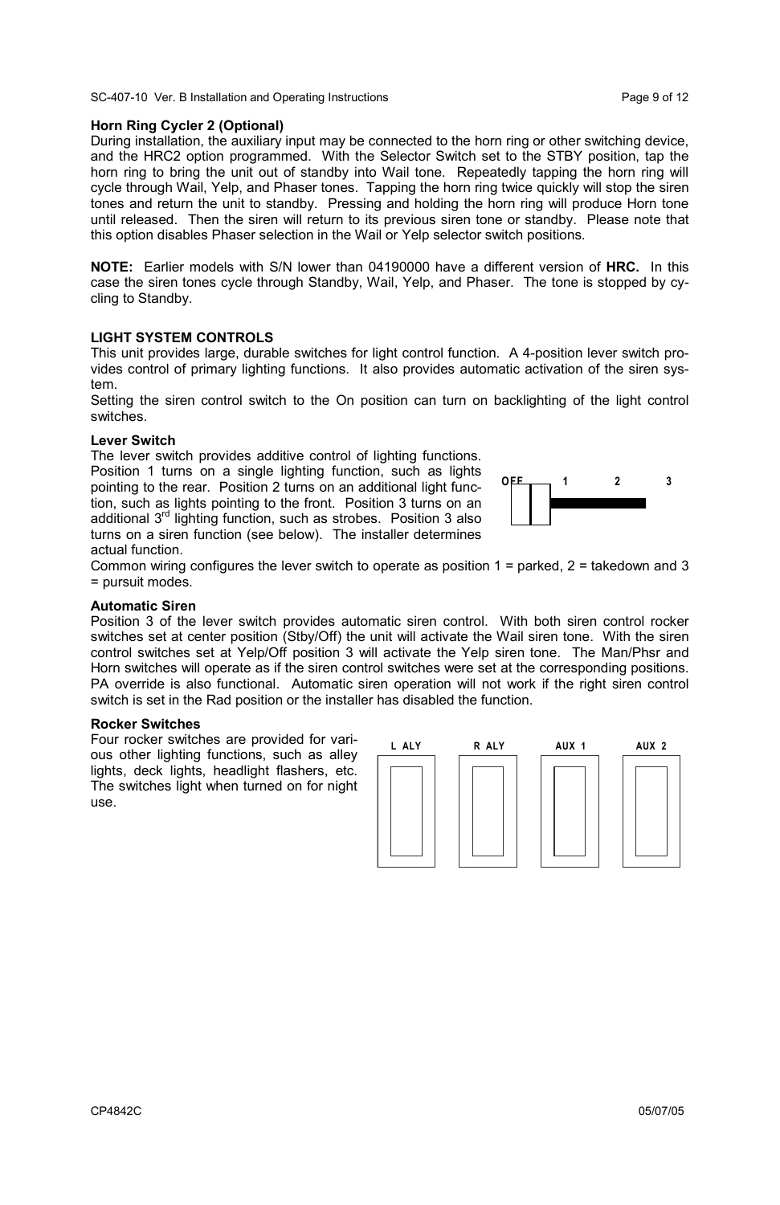### Horn Ring Cycler 2 (Optional)

During installation, the auxiliary input may be connected to the horn ring or other switching device, and the HRC2 option programmed. With the Selector Switch set to the STBY position, tap the horn ring to bring the unit out of standby into Wail tone. Repeatedly tapping the horn ring will cycle through Wail, Yelp, and Phaser tones. Tapping the horn ring twice quickly will stop the siren tones and return the unit to standby. Pressing and holding the horn ring will produce Horn tone until released. Then the siren will return to its previous siren tone or standby. Please note that this option disables Phaser selection in the Wail or Yelp selector switch positions.

**NOTE:** Earlier models with S/N lower than 04190000 have a different version of **HRC.** In this case the siren tones cycle through Standby, Wail, Yelp, and Phaser. The tone is stopped by cycling to Standby.

## LIGHT SYSTEM CONTROLS

This unit provides large, durable switches for light control function. A 4-position lever switch provides control of primary lighting functions. It also provides automatic activation of the siren system.

Setting the siren control switch to the On position can turn on backlighting of the light control switches.

### Lever Switch

The lever switch provides additive control of lighting functions. Position 1 turns on a single lighting function, such as lights pointing to the rear. Position 2 turns on an additional light function, such as lights pointing to the front. Position 3 turns on an additional 3rd lighting function, such as strobes. Position 3 also turns on a siren function (see below). The installer determines actual function.

OFF 1 2 3

Common wiring configures the lever switch to operate as position 1 = parked, 2 = takedown and 3 = pursuit modes.

### Automatic Siren

Position 3 of the lever switch provides automatic siren control. With both siren control rocker switches set at center position (Stby/Off) the unit will activate the Wail siren tone. With the siren control switches set at Yelp/Off position 3 will activate the Yelp siren tone. The Man/Phsr and Horn switches will operate as if the siren control switches were set at the corresponding positions. PA override is also functional. Automatic siren operation will not work if the right siren control switch is set in the Rad position or the installer has disabled the function.

### Rocker Switches

Four rocker switches are provided for various other lighting functions, such as alley lights, deck lights, headlight flashers, etc. The switches light when turned on for night use.

L ALY R ALY AUX 1 AUX 2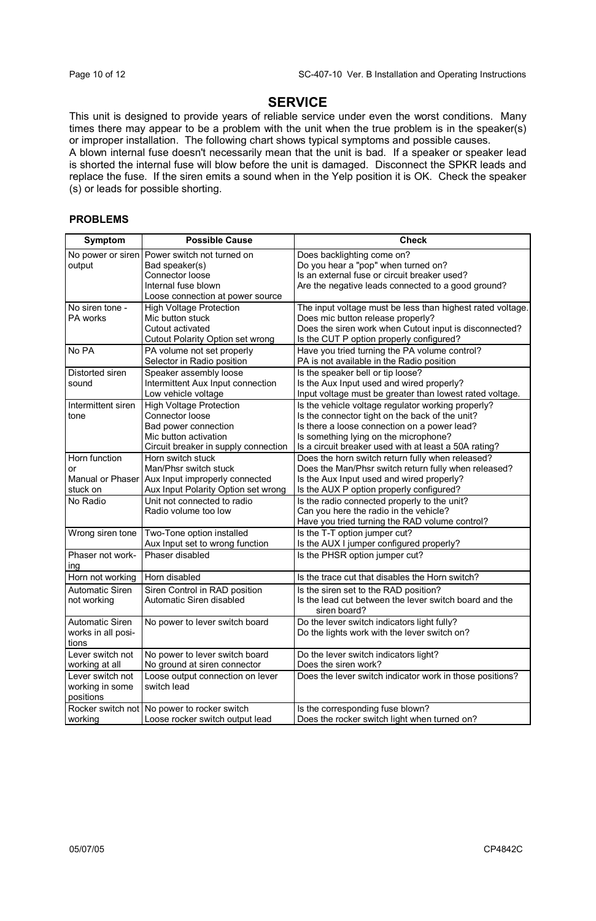# SERVICE

This unit is designed to provide years of reliable service under even the worst conditions. Many times there may appear to be a problem with the unit when the true problem is in the speaker(s) or improper installation. The following chart shows typical symptoms and possible causes.
A blown internal fuse doesn't necessarily mean that the unit is bad. If a speaker or speaker lead is shorted the internal fuse will blow before the unit is damaged. Disconnect the SPKR leads and replace the fuse. If the siren emits a sound when in the Yelp position it is OK. Check the speaker (s) or leads for possible shorting.

**PROBLEMS**

| Symptom | Possible Cause | Check |
|---|---|---|
| No power or siren output | Power switch not turned on<br>Bad speaker(s)<br>Connector loose<br>Internal fuse blown<br>Loose connection at power source | Does backlighting come on?<br>Do you hear a "pop" when turned on?<br>Is an external fuse or circuit breaker used?<br>Are the negative leads connected to a good ground? |
| No siren tone - PA works | High Voltage Protection<br>Mic button stuck<br>Cutout activated<br>Cutout Polarity Option set wrong | The input voltage must be less than highest rated voltage.<br>Does mic button release properly?<br>Does the siren work when Cutout input is disconnected?<br>Is the CUT P option properly configured? |
| No PA | PA volume not set properly<br>Selector in Radio position | Have you tried turning the PA volume control?<br>PA is not available in the Radio position |
| Distorted siren sound | Speaker assembly loose<br>Intermittent Aux Input connection<br>Low vehicle voltage | Is the speaker bell or tip loose?<br>Is the Aux Input used and wired properly?<br>Input voltage must be greater than lowest rated voltage. |
| Intermittent siren tone | High Voltage Protection<br>Connector loose<br>Bad power connection<br>Mic button activation<br>Circuit breaker in supply connection | Is the vehicle voltage regulator working properly?<br>Is the connector tight on the back of the unit?<br>Is there a loose connection on a power lead?<br>Is something lying on the microphone?<br>Is a circuit breaker used with at least a 50A rating? |
| Horn function or Manual or Phaser stuck on | Horn switch stuck<br>Man/Phsr switch stuck<br>Aux Input improperly connected<br>Aux Input Polarity Option set wrong | Does the horn switch return fully when released?<br>Does the Man/Phsr switch return fully when released?<br>Is the Aux Input used and wired properly?<br>Is the AUX P option properly configured? |
| No Radio | Unit not connected to radio<br>Radio volume too low | Is the radio connected properly to the unit?<br>Can you here the radio in the vehicle?<br>Have you tried turning the RAD volume control? |
| Wrong siren tone | Two-Tone option installed<br>Aux Input set to wrong function | Is the T-T option jumper cut?<br>Is the AUX I jumper configured properly? |
| Phaser not working | Phaser disabled | Is the PHSR option jumper cut? |
| Horn not working | Horn disabled | Is the trace cut that disables the Horn switch? |
| Automatic Siren not working | Siren Control in RAD position<br>Automatic Siren disabled | Is the siren set to the RAD position?<br>Is the lead cut between the lever switch board and the siren board? |
| Automatic Siren works in all positions | No power to lever switch board | Do the lever switch indicators light fully?<br>Do the lights work with the lever switch on? |
| Lever switch not working at all | No power to lever switch board<br>No ground at siren connector | Do the lever switch indicators light?<br>Does the siren work? |
| Lever switch not working in some positions | Loose output connection on lever switch lead | Does the lever switch indicator work in those positions? |
| Rocker switch not working | No power to rocker switch<br>Loose rocker switch output lead | Is the corresponding fuse blown?<br>Does the rocker switch light when turned on? |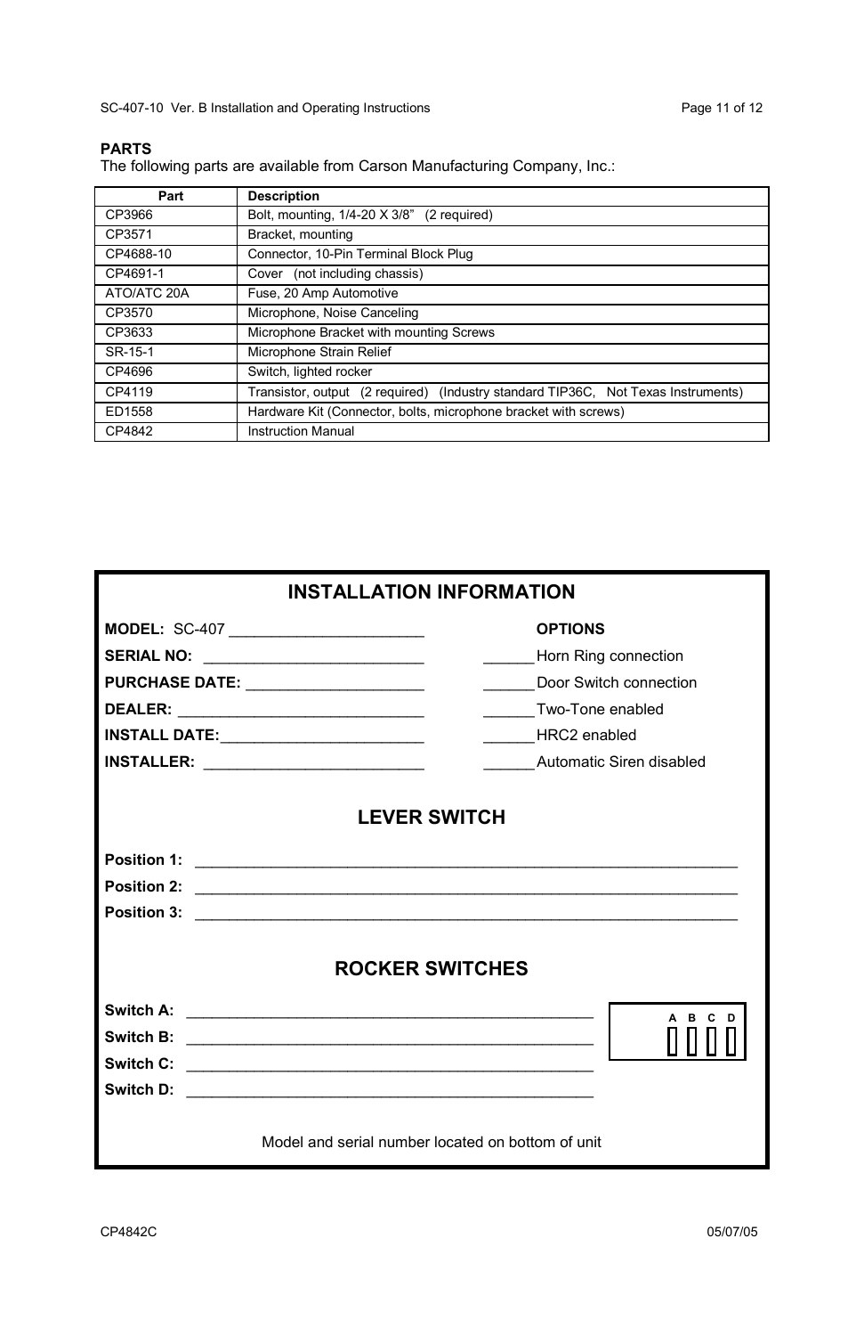## PARTS

The following parts are available from Carson Manufacturing Company, Inc.:

| Part | Description |
|---|---|
| CP3966 | Bolt, mounting, 1/4-20 X 3/8" (2 required) |
| CP3571 | Bracket, mounting |
| CP4688-10 | Connector, 10-Pin Terminal Block Plug |
| CP4691-1 | Cover (not including chassis) |
| ATO/ATC 20A | Fuse, 20 Amp Automotive |
| CP3570 | Microphone, Noise Canceling |
| CP3633 | Microphone Bracket with mounting Screws |
| SR-15-1 | Microphone Strain Relief |
| CP4696 | Switch, lighted rocker |
| CP4119 | Transistor, output (2 required) (Industry standard TIP36C, Not Texas Instruments) |
| ED1558 | Hardware Kit (Connector, bolts, microphone bracket with screws) |
| CP4842 | Instruction Manual |

## INSTALLATION INFORMATION

**MODEL:** SC-407 ______________________

**SERIAL NO:** ______________________

**PURCHASE DATE:** ______________________

**DEALER:** ______________________

**INSTALL DATE:** ______________________

**INSTALLER:** ______________________

**OPTIONS**

______ Horn Ring connection

______ Door Switch connection

______ Two-Tone enabled

______ HRC2 enabled

______ Automatic Siren disabled

## LEVER SWITCH

**Position 1:** ______________________________________________

**Position 2:** ______________________________________________

**Position 3:** ______________________________________________

## ROCKER SWITCHES

**Switch A:** ______________________________________________

**Switch B:** ______________________________________________

**Switch C:** ______________________________________________

**Switch D:** ______________________________________________

A B C D

Model and serial number located on bottom of unit

CP4842C 05/07/05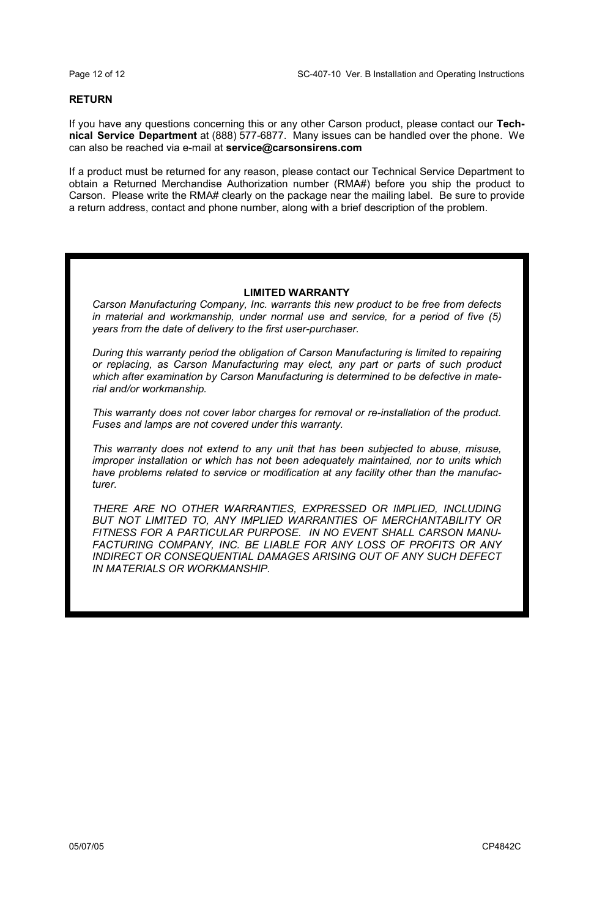**RETURN**

If you have any questions concerning this or any other Carson product, please contact our **Technical Service Department** at (888) 577-6877. Many issues can be handled over the phone. We can also be reached via e-mail at **service@carsonsirens.com**

If a product must be returned for any reason, please contact our Technical Service Department to obtain a Returned Merchandise Authorization number (RMA#) before you ship the product to Carson. Please write the RMA# clearly on the package near the mailing label. Be sure to provide a return address, contact and phone number, along with a brief description of the problem.

**LIMITED WARRANTY**

*Carson Manufacturing Company, Inc. warrants this new product to be free from defects in material and workmanship, under normal use and service, for a period of five (5) years from the date of delivery to the first user-purchaser.*

*During this warranty period the obligation of Carson Manufacturing is limited to repairing or replacing, as Carson Manufacturing may elect, any part or parts of such product which after examination by Carson Manufacturing is determined to be defective in material and/or workmanship.*

*This warranty does not cover labor charges for removal or re-installation of the product. Fuses and lamps are not covered under this warranty.*

*This warranty does not extend to any unit that has been subjected to abuse, misuse, improper installation or which has not been adequately maintained, nor to units which have problems related to service or modification at any facility other than the manufacturer.*

*THERE ARE NO OTHER WARRANTIES, EXPRESSED OR IMPLIED, INCLUDING BUT NOT LIMITED TO, ANY IMPLIED WARRANTIES OF MERCHANTABILITY OR FITNESS FOR A PARTICULAR PURPOSE. IN NO EVENT SHALL CARSON MANUFACTURING COMPANY, INC. BE LIABLE FOR ANY LOSS OF PROFITS OR ANY INDIRECT OR CONSEQUENTIAL DAMAGES ARISING OUT OF ANY SUCH DEFECT IN MATERIALS OR WORKMANSHIP.*